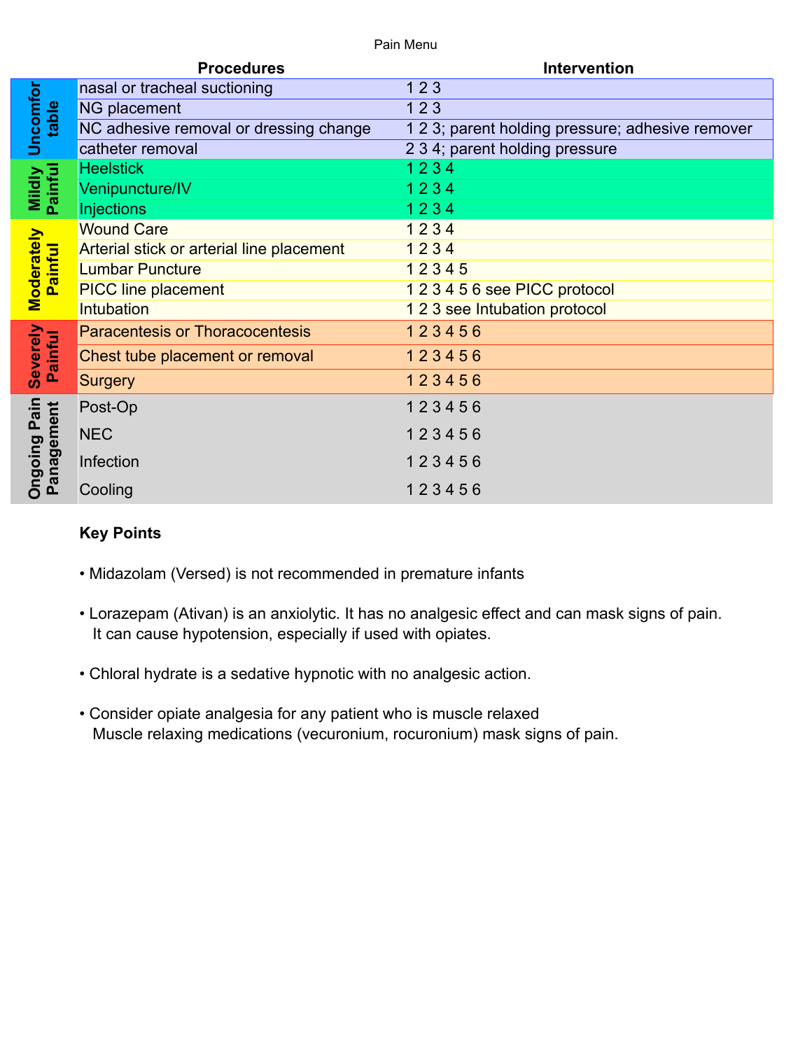Pain Menu

| | Procedures | Intervention |
|---|---|---|
| Uncomfortable | nasal or tracheal suctioning | 1 2 3 |
| | NG placement | 1 2 3 |
| | NC adhesive removal or dressing change | 1 2 3; parent holding pressure; adhesive remover |
| | catheter removal | 2 3 4; parent holding pressure |
| Mildly Painful | Heelstick | 1 2 3 4 |
| | Venipuncture/IV | 1 2 3 4 |
| | Injections | 1 2 3 4 |
| Moderately Painful | Wound Care | 1 2 3 4 |
| | Arterial stick or arterial line placement | 1 2 3 4 |
| | Lumbar Puncture | 1 2 3 4 5 |
| | PICC line placement | 1 2 3 4 5 6 see PICC protocol |
| | Intubation | 1 2 3 see Intubation protocol |
| Severely Painful | Paracentesis or Thoracocentesis | 1 2 3 4 5 6 |
| | Chest tube placement or removal | 1 2 3 4 5 6 |
| | Surgery | 1 2 3 4 5 6 |
| Ongoing Pain Panagement | Post-Op | 1 2 3 4 5 6 |
| | NEC | 1 2 3 4 5 6 |
| | Infection | 1 2 3 4 5 6 |
| | Cooling | 1 2 3 4 5 6 |

**Key Points**

- Midazolam (Versed) is not recommended in premature infants
- Lorazepam (Ativan) is an anxiolytic. It has no analgesic effect and can mask signs of pain. It can cause hypotension, especially if used with opiates.
- Chloral hydrate is a sedative hypnotic with no analgesic action.
- Consider opiate analgesia for any patient who is muscle relaxed
  Muscle relaxing medications (vecuronium, rocuronium) mask signs of pain.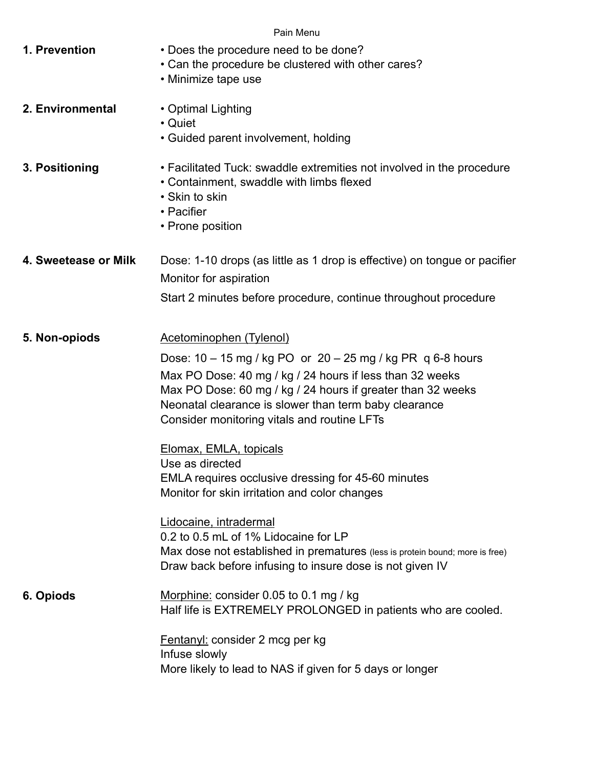# Pain Menu

**1. Prevention**

- Does the procedure need to be done?
- Can the procedure be clustered with other cares?
- Minimize tape use

**2. Environmental**

- Optimal Lighting
- Quiet
- Guided parent involvement, holding

**3. Positioning**

- Facilitated Tuck: swaddle extremities not involved in the procedure
- Containment, swaddle with limbs flexed
- Skin to skin
- Pacifier
- Prone position

**4. Sweetease or Milk**

Dose: 1-10 drops (as little as 1 drop is effective) on tongue or pacifier

Monitor for aspiration

Start 2 minutes before procedure, continue throughout procedure

**5. Non-opiods**

<u>Acetominophen (Tylenol)</u>

Dose: 10 – 15 mg / kg PO or 20 – 25 mg / kg PR q 6-8 hours

Max PO Dose: 40 mg / kg / 24 hours if less than 32 weeks
Max PO Dose: 60 mg / kg / 24 hours if greater than 32 weeks
Neonatal clearance is slower than term baby clearance
Consider monitoring vitals and routine LFTs

<u>Elomax, EMLA, topicals</u>
Use as directed
EMLA requires occlusive dressing for 45-60 minutes
Monitor for skin irritation and color changes

<u>Lidocaine, intradermal</u>
0.2 to 0.5 mL of 1% Lidocaine for LP
Max dose not established in prematures (less is protein bound; more is free)
Draw back before infusing to insure dose is not given IV

**6. Opiods**

<u>Morphine:</u> consider 0.05 to 0.1 mg / kg
Half life is EXTREMELY PROLONGED in patients who are cooled.

<u>Fentanyl:</u> consider 2 mcg per kg
Infuse slowly
More likely to lead to NAS if given for 5 days or longer